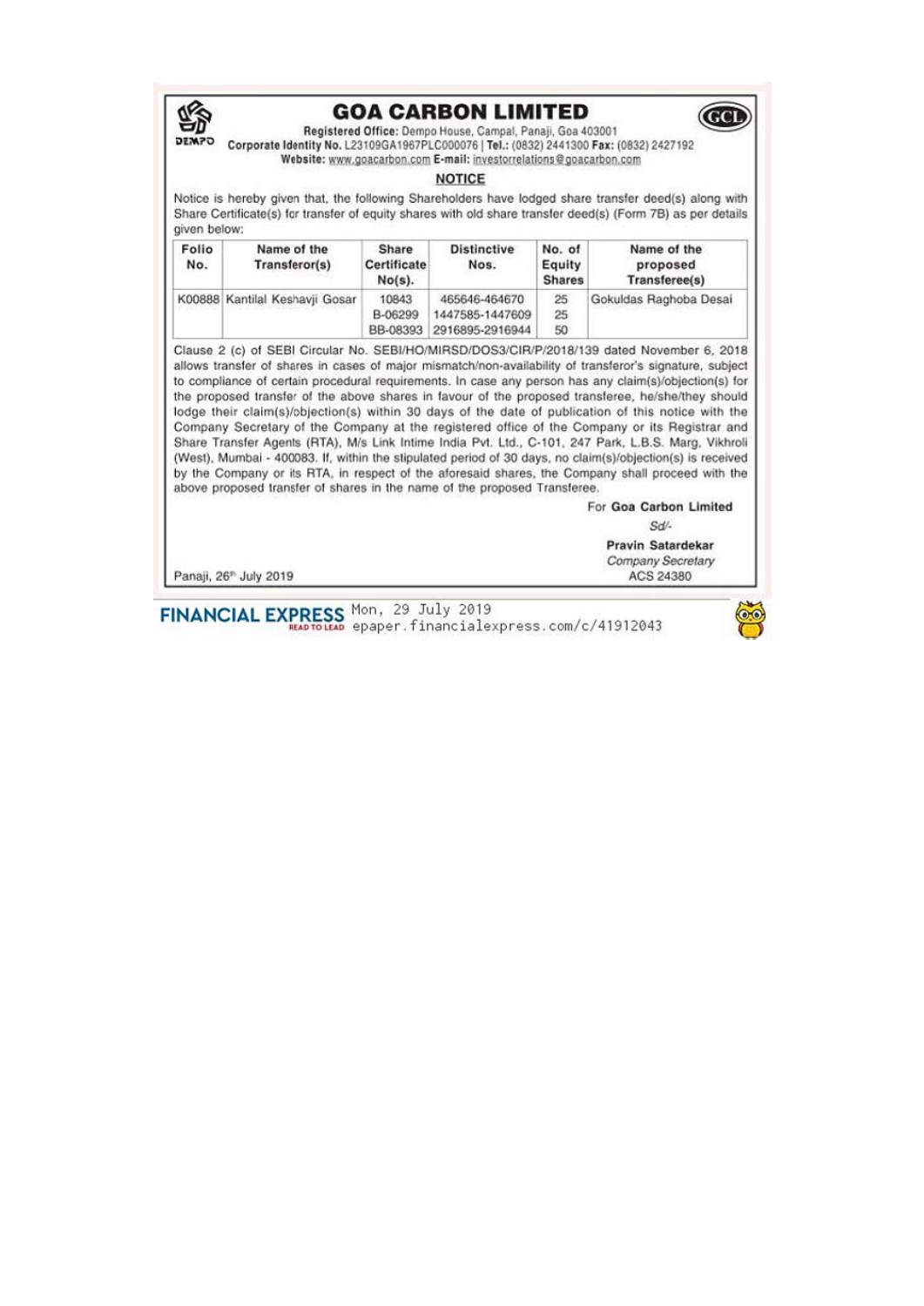# GOA CARBON LIMITED

**Registered Office:** Dempo House, Campal, Panaji, Goa 403001
**Corporate Identity No.** L23109GA1967PLC000076 | **Tel.:** (0832) 2441300 **Fax:** (0832) 2427192
**Website:** www.goacarbon.com **E-mail:** investorrelations@goacarbon.com

## NOTICE

Notice is hereby given that, the following Shareholders have lodged share transfer deed(s) along with Share Certificate(s) for transfer of equity shares with old share transfer deed(s) (Form 7B) as per details given below:

| Folio No. | Name of the Transferor(s) | Share Certificate No(s). | Distinctive Nos. | No. of Equity Shares | Name of the proposed Transferee(s) |
|---|---|---|---|---|---|
| K00888 | Kantilal Keshavji Gosar | 10843 | 465646-464670 | 25 | Gokuldas Raghoba Desai |
| | | B-06299 | 1447585-1447609 | 25 | |
| | | BB-08393 | 2916895-2916944 | 50 | |

Clause 2 (c) of SEBI Circular No. SEBI/HO/MIRSD/DOS3/CIR/P/2018/139 dated November 6, 2018 allows transfer of shares in cases of major mismatch/non-availability of transferor's signature, subject to compliance of certain procedural requirements. In case any person has any claim(s)/objection(s) for the proposed transfer of the above shares in favour of the proposed transferee, he/she/they should lodge their claim(s)/objection(s) within 30 days of the date of publication of this notice with the Company Secretary of the Company at the registered office of the Company or its Registrar and Share Transfer Agents (RTA), M/s Link Intime India Pvt. Ltd., C-101, 247 Park, L.B.S. Marg, Vikhroli (West), Mumbai - 400083. If, within the stipulated period of 30 days, no claim(s)/objection(s) is received by the Company or its RTA, in respect of the aforesaid shares, the Company shall proceed with the above proposed transfer of shares in the name of the proposed Transferee.

For **Goa Carbon Limited**

*Sd/-*

**Pravin Satardekar**
*Company Secretary*
ACS 24380

Panaji, 26th July 2019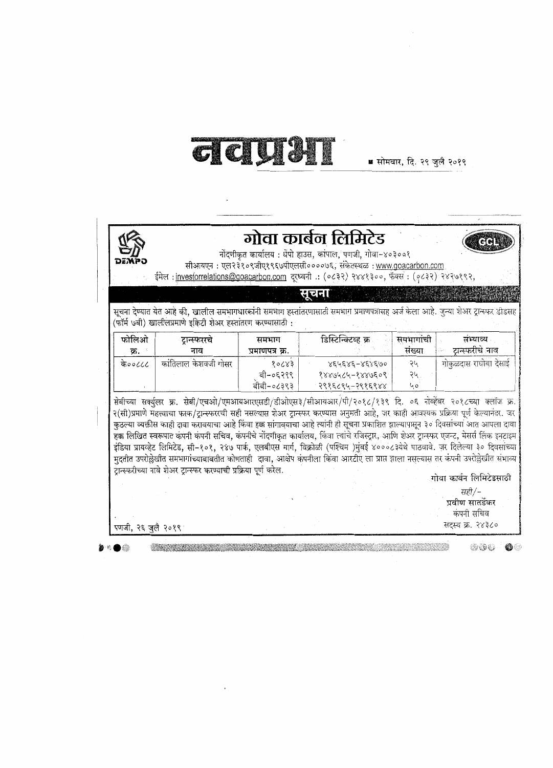# नवप्रभा

■ सोमवार, दि. २९ जुलै २०१९

## गोवा कार्बन लिमिटेड

नोंदणीकृत कार्यालय : धेंपो हाउस, कांपाल, पणजी, गोवा-४०३००१

सीआयएन : एल२३१०९जीए१९६७पीएलसी००००७६, संकेतस्थळ : www.goacarbon.com

ईमेल : investorrelations@goacarbon.com दूरध्वनी .: (०८३२) २४४१३००, फॅक्स : (०८३२) २४२७१९२,

### सूचना

सूचना देण्यात येत आहे की, खालील समभागधारकांनी समभाग हस्तांतरणासाठी समभाग प्रमाणपत्रासह अर्ज केला आहे. जुन्या शेअर ट्रान्स्फर डीडसह (फॉर्म ७बी) खालीलप्रमाणे इक्विटी शेअर हस्तांतरण करण्यासाठी :

| फोलिओ क्र. | ट्रान्स्फररचे नाव | समभाग प्रमाणपत्र क्र. | डिस्टिन्क्टिव्ह क्र | समभागांची संख्या | संभाव्य ट्रान्स्फरीचे नाव |
|---|---|---|---|---|---|
| के००८८८ | कांतिलाल केशवजी गोसर | १०८४३ | ४६५६४६-४६४६७० | २५ | गोकुळदास राघोबा देसाई |
| | | बी-०६२९९ | १४४७५८५-१४४७६०९ | २५ | |
| | | बीबी-०८३९३ | २९१६८९५-२९१६९४४ | ५० | |

सेबीच्या सर्क्युलर क्र. सेबी/एचओ/एमआयआरएसडी/डीओएस३/सीआयआर/पी/२०१८/१३९ दि. ०६ नोव्हेंबर २०१८च्या क्लॉज क्र. २(सी)प्रमाणे महत्त्वाचा फरक/ट्रान्स्फररची सही नसल्यास शेअर ट्रान्स्फर करण्यास अनुमती आहे, जर काही आवश्यक प्रक्रिया पूर्ण केल्यानंतर. जर कुठल्या व्यक्तीस काही दावा करावयाचा आहे किंवा हक्क सांगावयाचा आहे त्यांनी ही सूचना प्रकाशित झाल्यापासून ३० दिवसांच्या आत आपला दावा हक्क लिखित स्वरूपात कंपनी कंपनी सचिव, कंपनीचे नोंदणीकृत कार्यालय, किंवा त्यांचे रजिस्ट्रार, आणि शेअर ट्रान्स्फर एजन्ट, मेसर्स लिंक इनटाइम इंडिया प्रायव्हेट लिमिटेड, सी-१०१, २४७ पार्क, एलबीएस मार्ग, विक्रोळी (पश्चिम )मुंबई ४०००८३येथे पाठवावे. जर दिलेल्या ३० दिवसांच्या मुदतीत उपरोल्लेखीत समभागांच्याबाबतीत कोणताही दावा, आक्षेप कंपनीला किंवा आरटीए ला प्राप्त झाला नसल्यास तर कंपनी उपरोल्लेखीत संभाव्य ट्रान्स्फरीच्या नावे शेअर ट्रान्स्फर करण्याची प्रक्रिया पूर्ण करेल.

गोवा कार्बन लिमिटेडसाठी

सही/-

प्रवीण सातर्डेकर

कंपनी सचिव

सदस्य क्र. २४३८०

पणजी, २६ जुलै २०१९